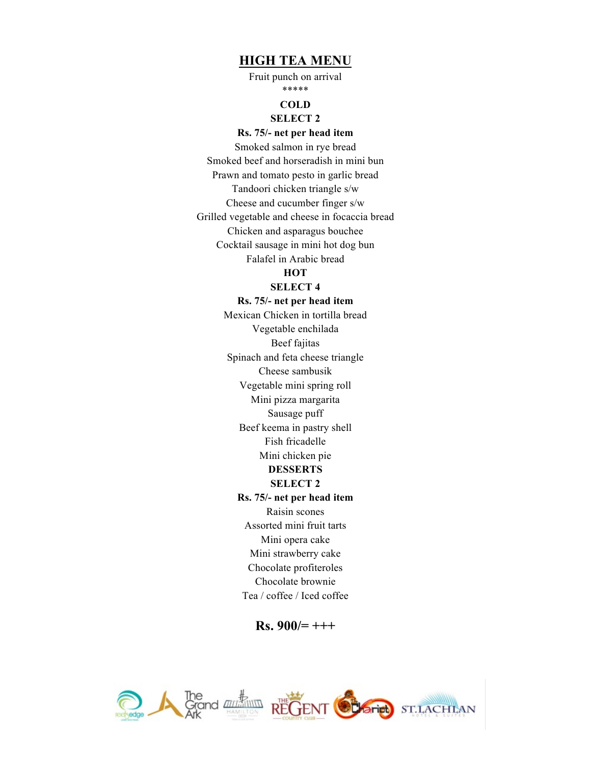# HIGH TEA MENU

Fruit punch on arrival

*****

**COLD**

**SELECT 2**

**Rs. 75/- net per head item**

Smoked salmon in rye bread
Smoked beef and horseradish in mini bun
Prawn and tomato pesto in garlic bread
Tandoori chicken triangle s/w
Cheese and cucumber finger s/w
Grilled vegetable and cheese in focaccia bread
Chicken and asparagus bouchee
Cocktail sausage in mini hot dog bun
Falafel in Arabic bread

**HOT**

**SELECT 4**

**Rs. 75/- net per head item**

Mexican Chicken in tortilla bread
Vegetable enchilada
Beef fajitas
Spinach and feta cheese triangle
Cheese sambusik
Vegetable mini spring roll
Mini pizza margarita
Sausage puff
Beef keema in pastry shell
Fish fricadelle
Mini chicken pie

**DESSERTS**

**SELECT 2**

**Rs. 75/- net per head item**

Raisin scones
Assorted mini fruit tarts
Mini opera cake
Mini strawberry cake
Chocolate profiteroles
Chocolate brownie
Tea / coffee / Iced coffee

**Rs. 900/= +++**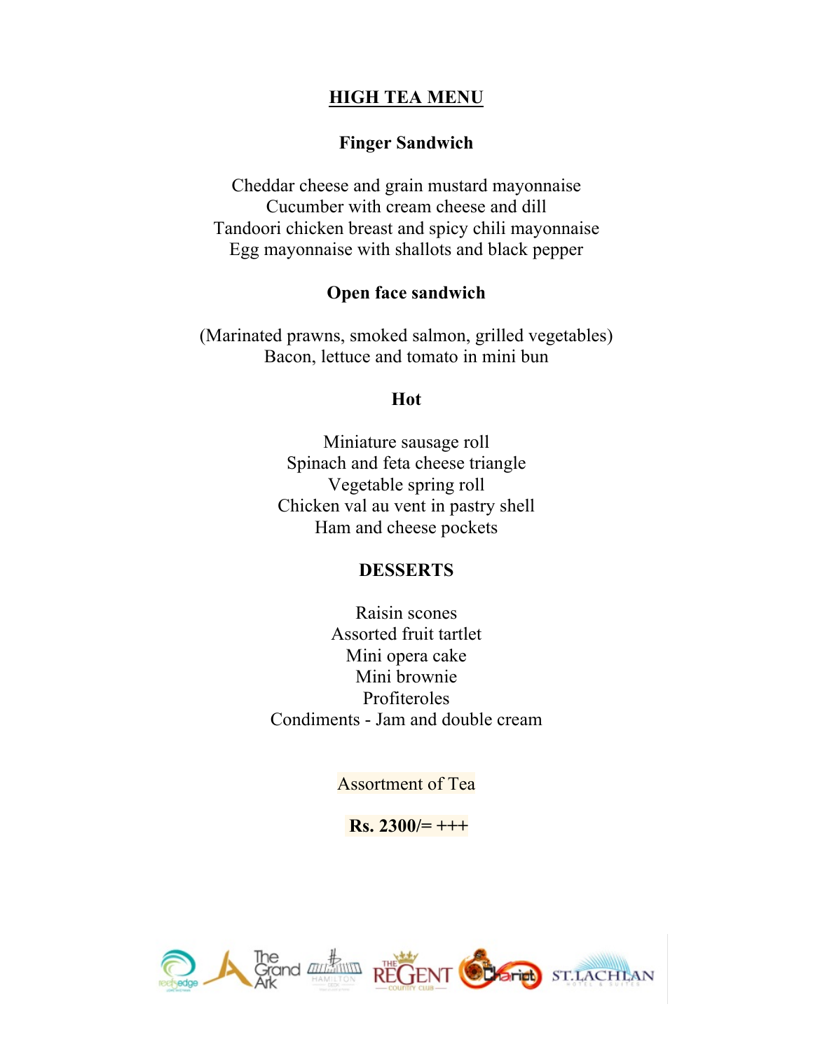# HIGH TEA MENU

## Finger Sandwich

Cheddar cheese and grain mustard mayonnaise
Cucumber with cream cheese and dill
Tandoori chicken breast and spicy chili mayonnaise
Egg mayonnaise with shallots and black pepper

## Open face sandwich

(Marinated prawns, smoked salmon, grilled vegetables)
Bacon, lettuce and tomato in mini bun

## Hot

Miniature sausage roll
Spinach and feta cheese triangle
Vegetable spring roll
Chicken val au vent in pastry shell
Ham and cheese pockets

## DESSERTS

Raisin scones
Assorted fruit tartlet
Mini opera cake
Mini brownie
Profiteroles
Condiments - Jam and double cream

Assortment of Tea

**Rs. 2300/= +++**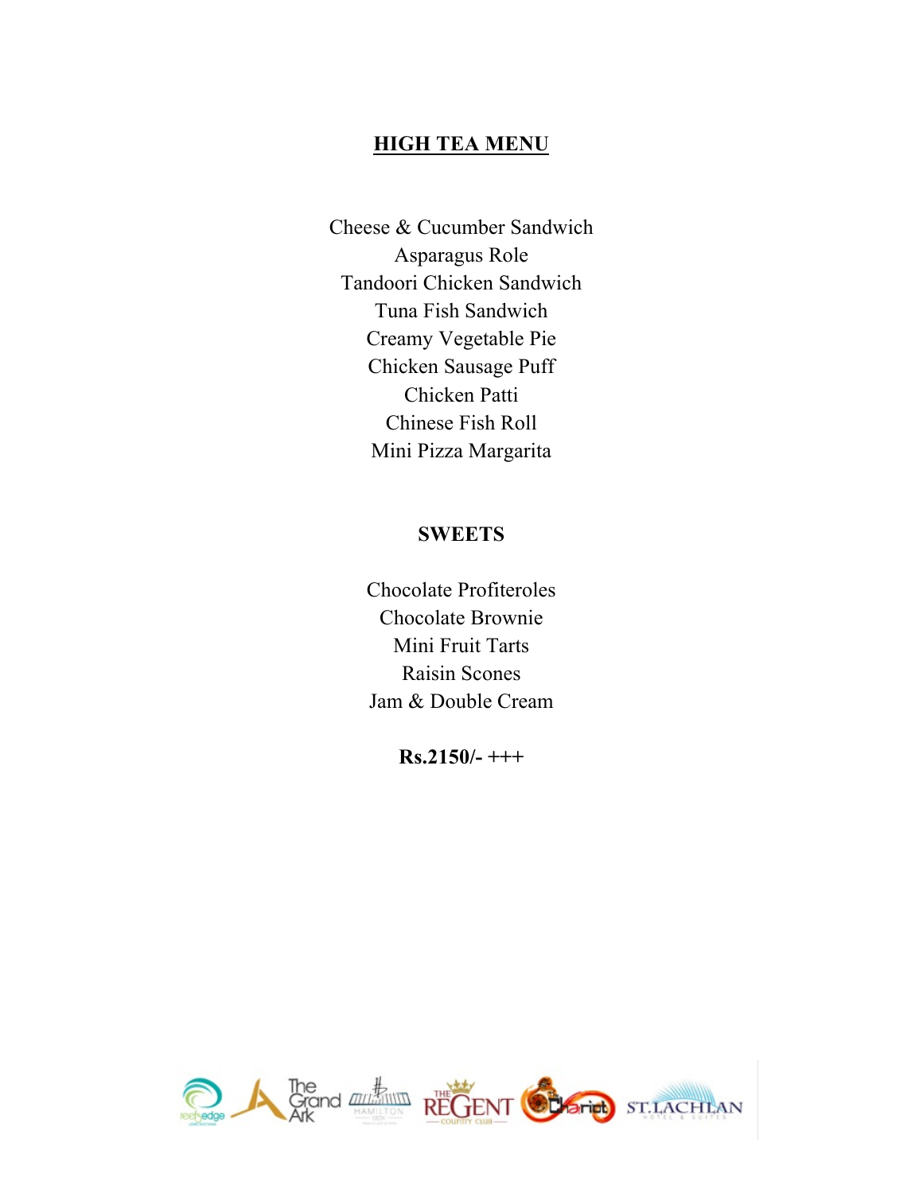# HIGH TEA MENU

Cheese & Cucumber Sandwich
Asparagus Role
Tandoori Chicken Sandwich
Tuna Fish Sandwich
Creamy Vegetable Pie
Chicken Sausage Puff
Chicken Patti
Chinese Fish Roll
Mini Pizza Margarita

## SWEETS

Chocolate Profiteroles
Chocolate Brownie
Mini Fruit Tarts
Raisin Scones
Jam & Double Cream

**Rs.2150/- +++**